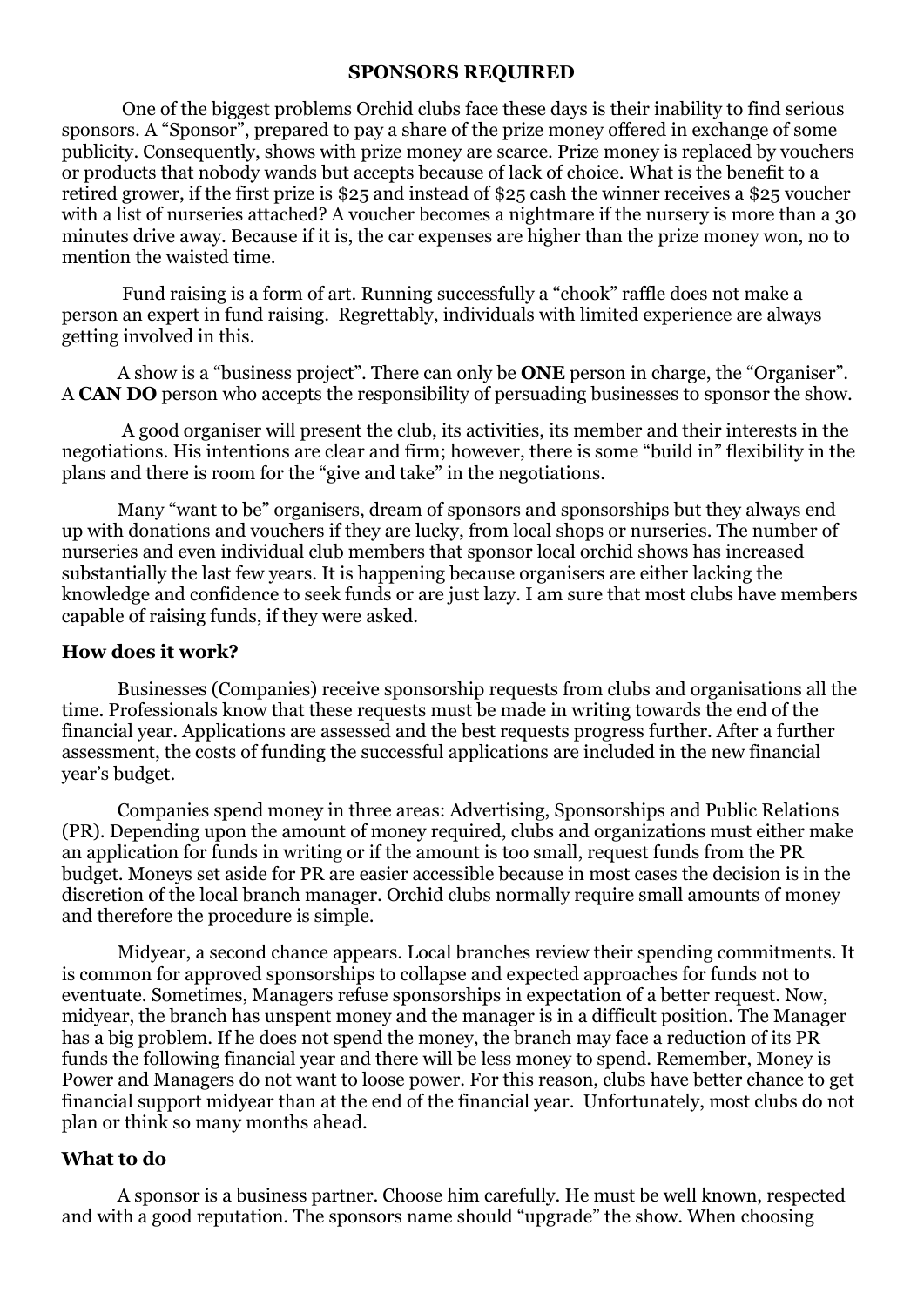**SPONSORS REQUIRED**

One of the biggest problems Orchid clubs face these days is their inability to find serious sponsors. A "Sponsor", prepared to pay a share of the prize money offered in exchange of some publicity. Consequently, shows with prize money are scarce. Prize money is replaced by vouchers or products that nobody wands but accepts because of lack of choice. What is the benefit to a retired grower, if the first prize is $25 and instead of $25 cash the winner receives a $25 voucher with a list of nurseries attached? A voucher becomes a nightmare if the nursery is more than a 30 minutes drive away. Because if it is, the car expenses are higher than the prize money won, no to mention the waisted time.

Fund raising is a form of art. Running successfully a "chook" raffle does not make a person an expert in fund raising. Regrettably, individuals with limited experience are always getting involved in this.

A show is a "business project". There can only be **ONE** person in charge, the "Organiser". A **CAN DO** person who accepts the responsibility of persuading businesses to sponsor the show.

A good organiser will present the club, its activities, its member and their interests in the negotiations. His intentions are clear and firm; however, there is some "build in" flexibility in the plans and there is room for the "give and take" in the negotiations.

Many "want to be" organisers, dream of sponsors and sponsorships but they always end up with donations and vouchers if they are lucky, from local shops or nurseries. The number of nurseries and even individual club members that sponsor local orchid shows has increased substantially the last few years. It is happening because organisers are either lacking the knowledge and confidence to seek funds or are just lazy. I am sure that most clubs have members capable of raising funds, if they were asked.

## How does it work?

Businesses (Companies) receive sponsorship requests from clubs and organisations all the time. Professionals know that these requests must be made in writing towards the end of the financial year. Applications are assessed and the best requests progress further. After a further assessment, the costs of funding the successful applications are included in the new financial year's budget.

Companies spend money in three areas: Advertising, Sponsorships and Public Relations (PR). Depending upon the amount of money required, clubs and organizations must either make an application for funds in writing or if the amount is too small, request funds from the PR budget. Moneys set aside for PR are easier accessible because in most cases the decision is in the discretion of the local branch manager. Orchid clubs normally require small amounts of money and therefore the procedure is simple.

Midyear, a second chance appears. Local branches review their spending commitments. It is common for approved sponsorships to collapse and expected approaches for funds not to eventuate. Sometimes, Managers refuse sponsorships in expectation of a better request. Now, midyear, the branch has unspent money and the manager is in a difficult position. The Manager has a big problem. If he does not spend the money, the branch may face a reduction of its PR funds the following financial year and there will be less money to spend. Remember, Money is Power and Managers do not want to loose power. For this reason, clubs have better chance to get financial support midyear than at the end of the financial year. Unfortunately, most clubs do not plan or think so many months ahead.

## What to do

A sponsor is a business partner. Choose him carefully. He must be well known, respected and with a good reputation. The sponsors name should "upgrade" the show. When choosing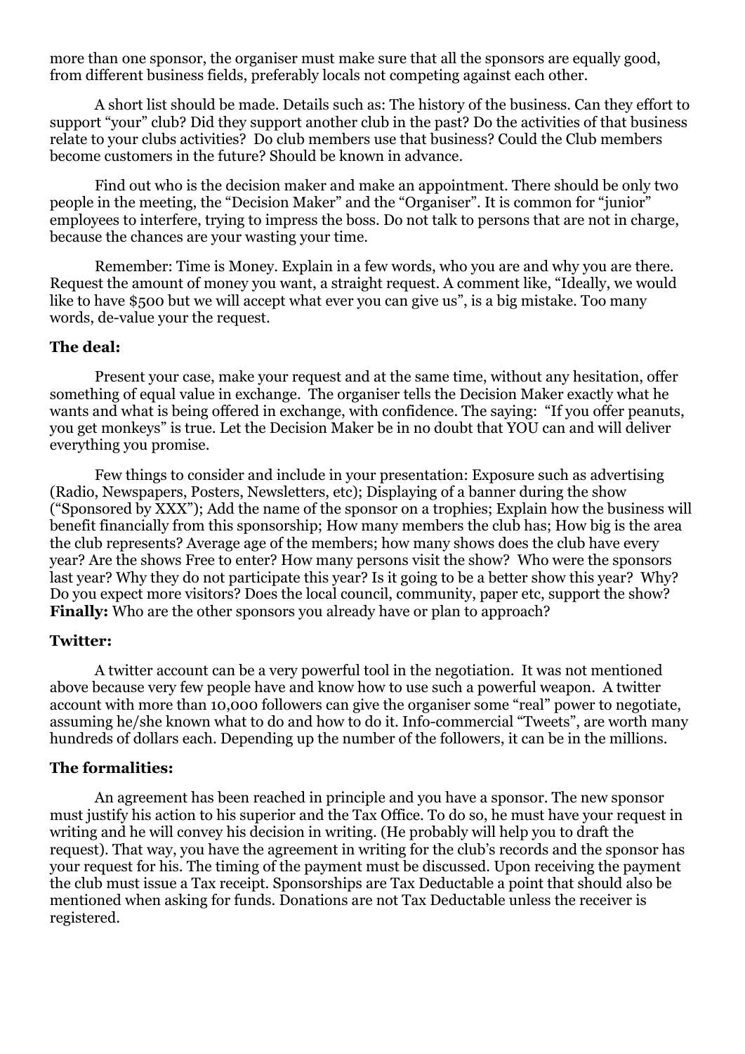more than one sponsor, the organiser must make sure that all the sponsors are equally good, from different business fields, preferably locals not competing against each other.

A short list should be made. Details such as: The history of the business. Can they effort to support "your" club? Did they support another club in the past? Do the activities of that business relate to your clubs activities? Do club members use that business? Could the Club members become customers in the future? Should be known in advance.

Find out who is the decision maker and make an appointment. There should be only two people in the meeting, the "Decision Maker" and the "Organiser". It is common for "junior" employees to interfere, trying to impress the boss. Do not talk to persons that are not in charge, because the chances are your wasting your time.

Remember: Time is Money. Explain in a few words, who you are and why you are there. Request the amount of money you want, a straight request. A comment like, "Ideally, we would like to have $500 but we will accept what ever you can give us", is a big mistake. Too many words, de-value your the request.

**The deal:**

Present your case, make your request and at the same time, without any hesitation, offer something of equal value in exchange. The organiser tells the Decision Maker exactly what he wants and what is being offered in exchange, with confidence. The saying: "If you offer peanuts, you get monkeys" is true. Let the Decision Maker be in no doubt that YOU can and will deliver everything you promise.

Few things to consider and include in your presentation: Exposure such as advertising (Radio, Newspapers, Posters, Newsletters, etc); Displaying of a banner during the show ("Sponsored by XXX"); Add the name of the sponsor on a trophies; Explain how the business will benefit financially from this sponsorship; How many members the club has; How big is the area the club represents? Average age of the members; how many shows does the club have every year? Are the shows Free to enter? How many persons visit the show? Who were the sponsors last year? Why they do not participate this year? Is it going to be a better show this year? Why? Do you expect more visitors? Does the local council, community, paper etc, support the show? **Finally:** Who are the other sponsors you already have or plan to approach?

**Twitter:**

A twitter account can be a very powerful tool in the negotiation. It was not mentioned above because very few people have and know how to use such a powerful weapon. A twitter account with more than 10,000 followers can give the organiser some "real" power to negotiate, assuming he/she known what to do and how to do it. Info-commercial "Tweets", are worth many hundreds of dollars each. Depending up the number of the followers, it can be in the millions.

**The formalities:**

An agreement has been reached in principle and you have a sponsor. The new sponsor must justify his action to his superior and the Tax Office. To do so, he must have your request in writing and he will convey his decision in writing. (He probably will help you to draft the request). That way, you have the agreement in writing for the club's records and the sponsor has your request for his. The timing of the payment must be discussed. Upon receiving the payment the club must issue a Tax receipt. Sponsorships are Tax Deductable a point that should also be mentioned when asking for funds. Donations are not Tax Deductable unless the receiver is registered.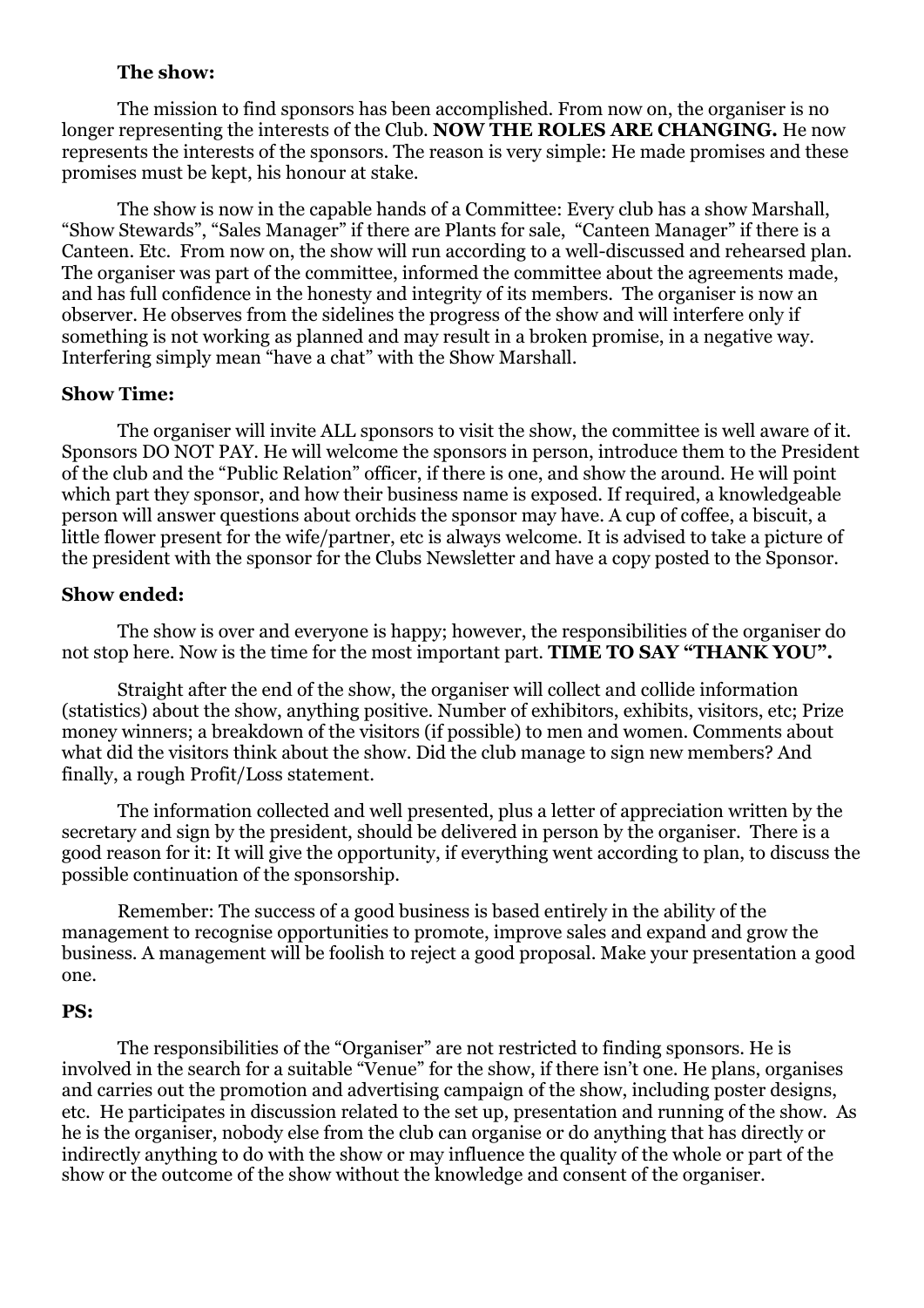**The show:**

The mission to find sponsors has been accomplished. From now on, the organiser is no longer representing the interests of the Club. **NOW THE ROLES ARE CHANGING.** He now represents the interests of the sponsors. The reason is very simple: He made promises and these promises must be kept, his honour at stake.

The show is now in the capable hands of a Committee: Every club has a show Marshall, "Show Stewards", "Sales Manager" if there are Plants for sale, "Canteen Manager" if there is a Canteen. Etc. From now on, the show will run according to a well-discussed and rehearsed plan. The organiser was part of the committee, informed the committee about the agreements made, and has full confidence in the honesty and integrity of its members. The organiser is now an observer. He observes from the sidelines the progress of the show and will interfere only if something is not working as planned and may result in a broken promise, in a negative way. Interfering simply mean "have a chat" with the Show Marshall.

**Show Time:**

The organiser will invite ALL sponsors to visit the show, the committee is well aware of it. Sponsors DO NOT PAY. He will welcome the sponsors in person, introduce them to the President of the club and the "Public Relation" officer, if there is one, and show the around. He will point which part they sponsor, and how their business name is exposed. If required, a knowledgeable person will answer questions about orchids the sponsor may have. A cup of coffee, a biscuit, a little flower present for the wife/partner, etc is always welcome. It is advised to take a picture of the president with the sponsor for the Clubs Newsletter and have a copy posted to the Sponsor.

**Show ended:**

The show is over and everyone is happy; however, the responsibilities of the organiser do not stop here. Now is the time for the most important part. **TIME TO SAY "THANK YOU".**

Straight after the end of the show, the organiser will collect and collide information (statistics) about the show, anything positive. Number of exhibitors, exhibits, visitors, etc; Prize money winners; a breakdown of the visitors (if possible) to men and women. Comments about what did the visitors think about the show. Did the club manage to sign new members? And finally, a rough Profit/Loss statement.

The information collected and well presented, plus a letter of appreciation written by the secretary and sign by the president, should be delivered in person by the organiser. There is a good reason for it: It will give the opportunity, if everything went according to plan, to discuss the possible continuation of the sponsorship.

Remember: The success of a good business is based entirely in the ability of the management to recognise opportunities to promote, improve sales and expand and grow the business. A management will be foolish to reject a good proposal. Make your presentation a good one.

**PS:**

The responsibilities of the "Organiser" are not restricted to finding sponsors. He is involved in the search for a suitable "Venue" for the show, if there isn't one. He plans, organises and carries out the promotion and advertising campaign of the show, including poster designs, etc. He participates in discussion related to the set up, presentation and running of the show. As he is the organiser, nobody else from the club can organise or do anything that has directly or indirectly anything to do with the show or may influence the quality of the whole or part of the show or the outcome of the show without the knowledge and consent of the organiser.